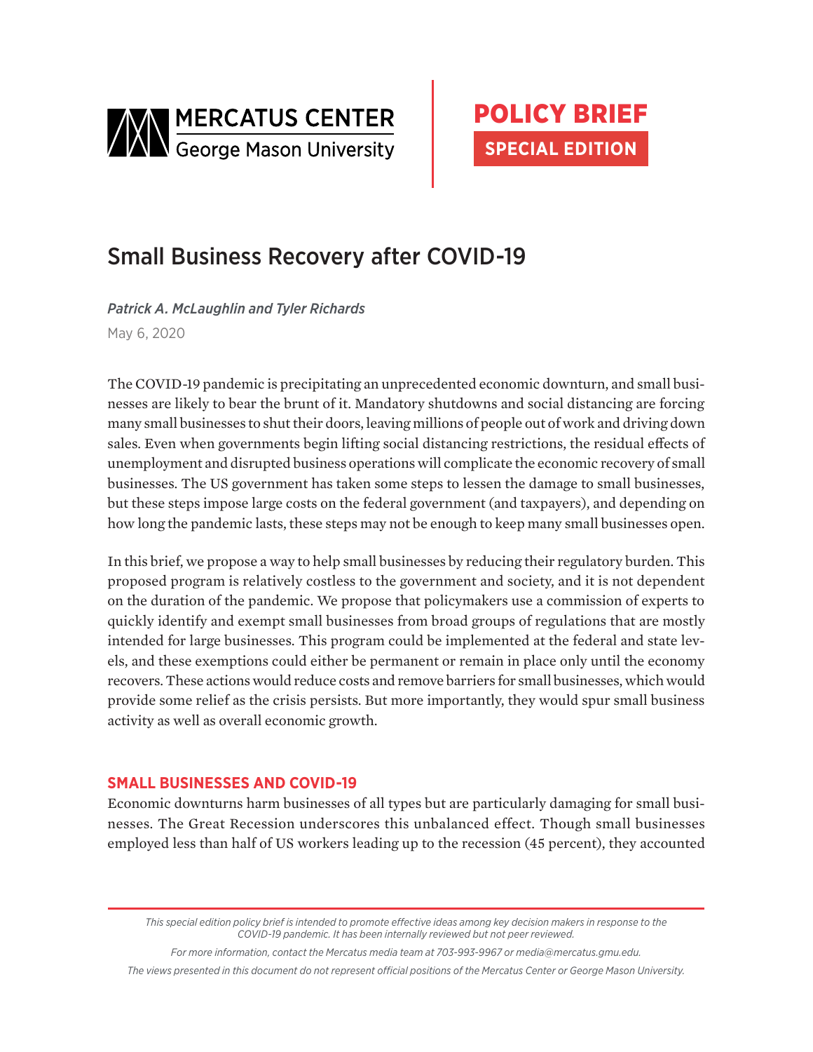MERCATUS CENTER George Mason University

**POLICY BRIEF**

**SPECIAL EDITION**

# Small Business Recovery after COVID-19

*Patrick A. McLaughlin and Tyler Richards*

May 6, 2020

The COVID-19 pandemic is precipitating an unprecedented economic downturn, and small businesses are likely to bear the brunt of it. Mandatory shutdowns and social distancing are forcing many small businesses to shut their doors, leaving millions of people out of work and driving down sales. Even when governments begin lifting social distancing restrictions, the residual effects of unemployment and disrupted business operations will complicate the economic recovery of small businesses. The US government has taken some steps to lessen the damage to small businesses, but these steps impose large costs on the federal government (and taxpayers), and depending on how long the pandemic lasts, these steps may not be enough to keep many small businesses open.

In this brief, we propose a way to help small businesses by reducing their regulatory burden. This proposed program is relatively costless to the government and society, and it is not dependent on the duration of the pandemic. We propose that policymakers use a commission of experts to quickly identify and exempt small businesses from broad groups of regulations that are mostly intended for large businesses. This program could be implemented at the federal and state levels, and these exemptions could either be permanent or remain in place only until the economy recovers. These actions would reduce costs and remove barriers for small businesses, which would provide some relief as the crisis persists. But more importantly, they would spur small business activity as well as overall economic growth.

## SMALL BUSINESSES AND COVID-19

Economic downturns harm businesses of all types but are particularly damaging for small businesses. The Great Recession underscores this unbalanced effect. Though small businesses employed less than half of US workers leading up to the recession (45 percent), they accounted

---

*This special edition policy brief is intended to promote effective ideas among key decision makers in response to the COVID-19 pandemic. It has been internally reviewed but not peer reviewed.*

*For more information, contact the Mercatus media team at 703-993-9967 or media@mercatus.gmu.edu.*

*The views presented in this document do not represent official positions of the Mercatus Center or George Mason University.*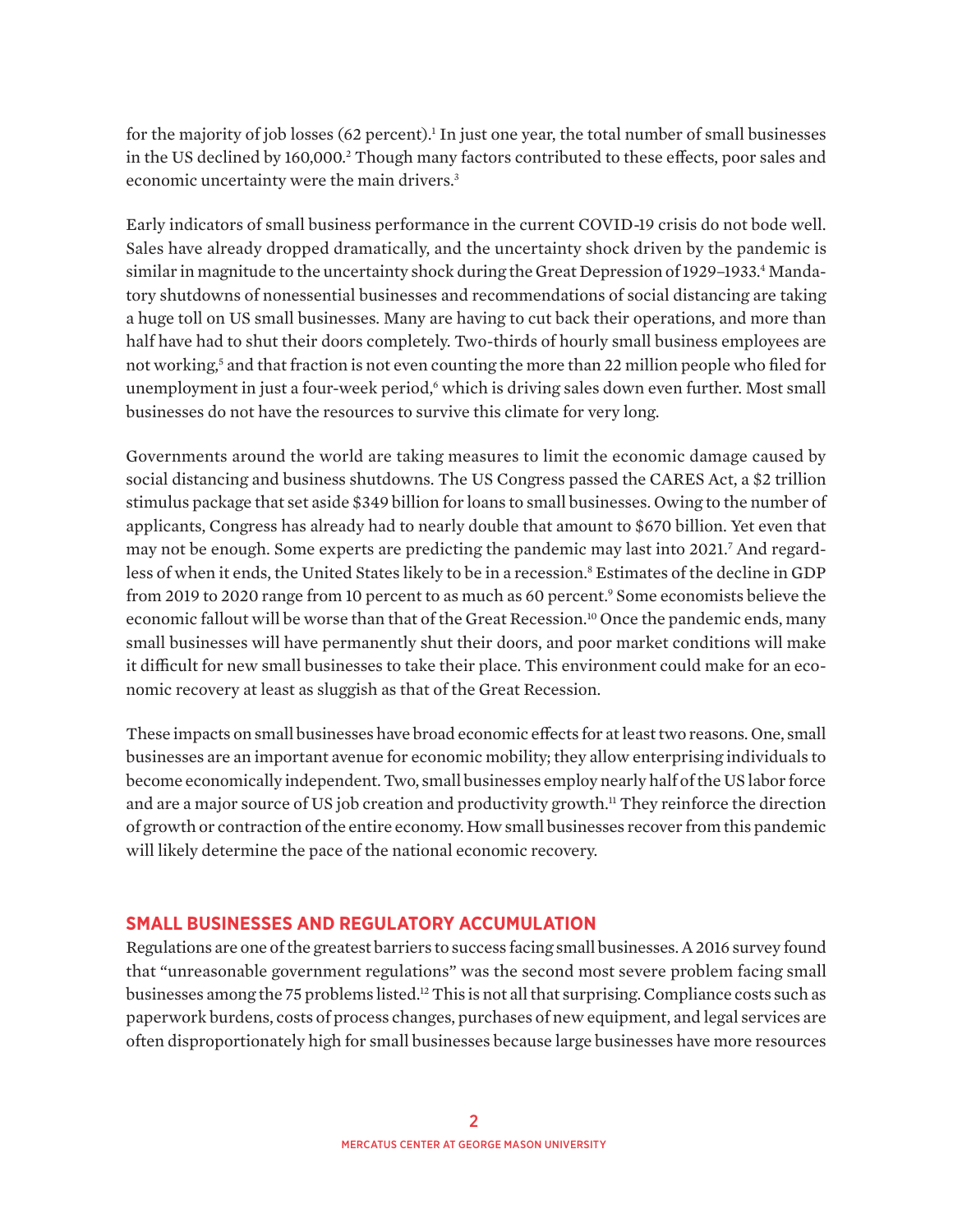for the majority of job losses (62 percent).[1] In just one year, the total number of small businesses in the US declined by 160,000.[2] Though many factors contributed to these effects, poor sales and economic uncertainty were the main drivers.[3]

Early indicators of small business performance in the current COVID-19 crisis do not bode well. Sales have already dropped dramatically, and the uncertainty shock driven by the pandemic is similar in magnitude to the uncertainty shock during the Great Depression of 1929–1933.[4] Mandatory shutdowns of nonessential businesses and recommendations of social distancing are taking a huge toll on US small businesses. Many are having to cut back their operations, and more than half have had to shut their doors completely. Two-thirds of hourly small business employees are not working,[5] and that fraction is not even counting the more than 22 million people who filed for unemployment in just a four-week period,[6] which is driving sales down even further. Most small businesses do not have the resources to survive this climate for very long.

Governments around the world are taking measures to limit the economic damage caused by social distancing and business shutdowns. The US Congress passed the CARES Act, a $2 trillion stimulus package that set aside $349 billion for loans to small businesses. Owing to the number of applicants, Congress has already had to nearly double that amount to $670 billion. Yet even that may not be enough. Some experts are predicting the pandemic may last into 2021.[7] And regardless of when it ends, the United States likely to be in a recession.[8] Estimates of the decline in GDP from 2019 to 2020 range from 10 percent to as much as 60 percent.[9] Some economists believe the economic fallout will be worse than that of the Great Recession.[10] Once the pandemic ends, many small businesses will have permanently shut their doors, and poor market conditions will make it difficult for new small businesses to take their place. This environment could make for an economic recovery at least as sluggish as that of the Great Recession.

These impacts on small businesses have broad economic effects for at least two reasons. One, small businesses are an important avenue for economic mobility; they allow enterprising individuals to become economically independent. Two, small businesses employ nearly half of the US labor force and are a major source of US job creation and productivity growth.[11] They reinforce the direction of growth or contraction of the entire economy. How small businesses recover from this pandemic will likely determine the pace of the national economic recovery.

## SMALL BUSINESSES AND REGULATORY ACCUMULATION

Regulations are one of the greatest barriers to success facing small businesses. A 2016 survey found that "unreasonable government regulations" was the second most severe problem facing small businesses among the 75 problems listed.[12] This is not all that surprising. Compliance costs such as paperwork burdens, costs of process changes, purchases of new equipment, and legal services are often disproportionately high for small businesses because large businesses have more resources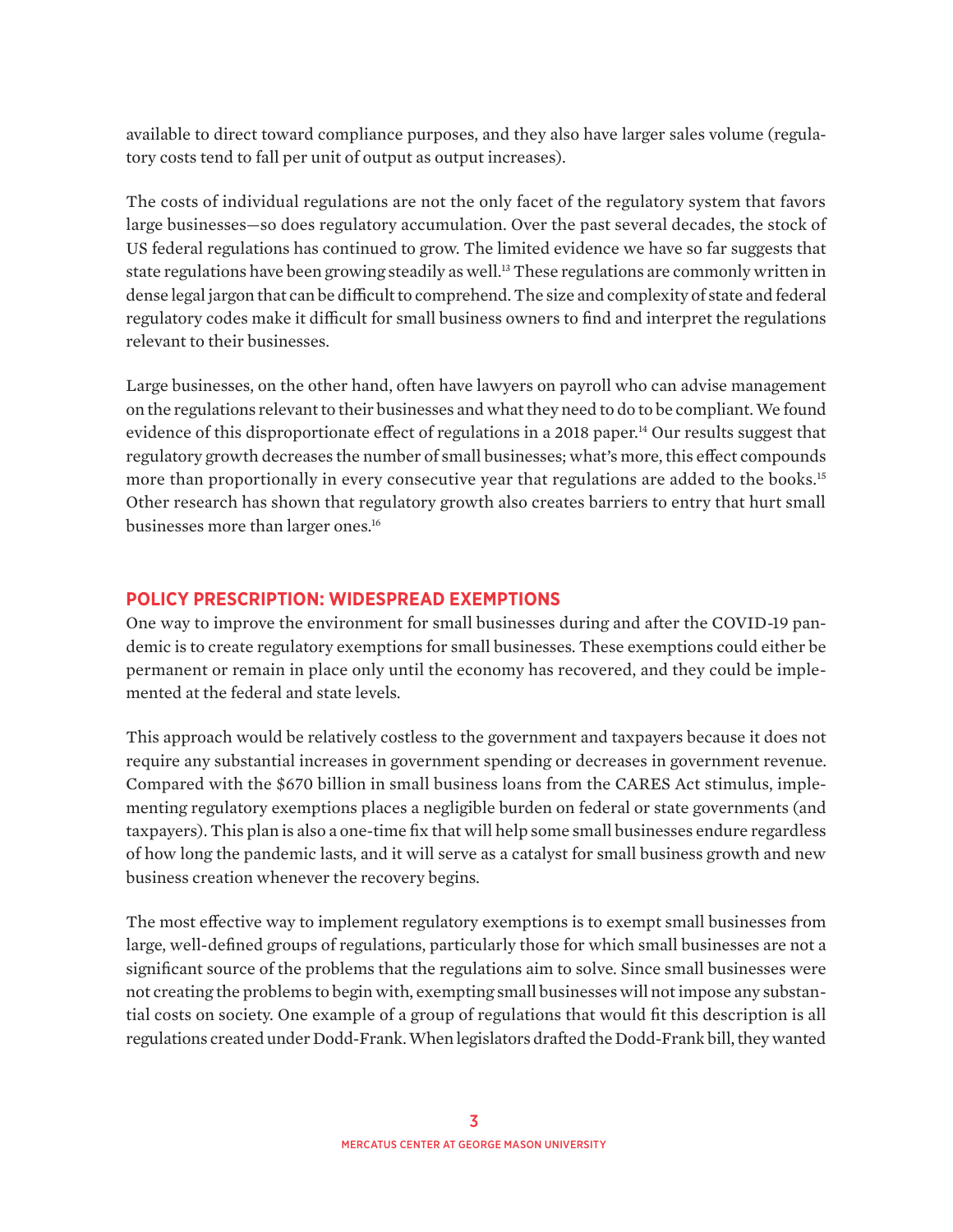available to direct toward compliance purposes, and they also have larger sales volume (regulatory costs tend to fall per unit of output as output increases).

The costs of individual regulations are not the only facet of the regulatory system that favors large businesses—so does regulatory accumulation. Over the past several decades, the stock of US federal regulations has continued to grow. The limited evidence we have so far suggests that state regulations have been growing steadily as well.[13] These regulations are commonly written in dense legal jargon that can be difficult to comprehend. The size and complexity of state and federal regulatory codes make it difficult for small business owners to find and interpret the regulations relevant to their businesses.

Large businesses, on the other hand, often have lawyers on payroll who can advise management on the regulations relevant to their businesses and what they need to do to be compliant. We found evidence of this disproportionate effect of regulations in a 2018 paper.[14] Our results suggest that regulatory growth decreases the number of small businesses; what's more, this effect compounds more than proportionally in every consecutive year that regulations are added to the books.[15] Other research has shown that regulatory growth also creates barriers to entry that hurt small businesses more than larger ones.[16]

## POLICY PRESCRIPTION: WIDESPREAD EXEMPTIONS

One way to improve the environment for small businesses during and after the COVID-19 pandemic is to create regulatory exemptions for small businesses. These exemptions could either be permanent or remain in place only until the economy has recovered, and they could be implemented at the federal and state levels.

This approach would be relatively costless to the government and taxpayers because it does not require any substantial increases in government spending or decreases in government revenue. Compared with the $670 billion in small business loans from the CARES Act stimulus, implementing regulatory exemptions places a negligible burden on federal or state governments (and taxpayers). This plan is also a one-time fix that will help some small businesses endure regardless of how long the pandemic lasts, and it will serve as a catalyst for small business growth and new business creation whenever the recovery begins.

The most effective way to implement regulatory exemptions is to exempt small businesses from large, well-defined groups of regulations, particularly those for which small businesses are not a significant source of the problems that the regulations aim to solve. Since small businesses were not creating the problems to begin with, exempting small businesses will not impose any substantial costs on society. One example of a group of regulations that would fit this description is all regulations created under Dodd-Frank. When legislators drafted the Dodd-Frank bill, they wanted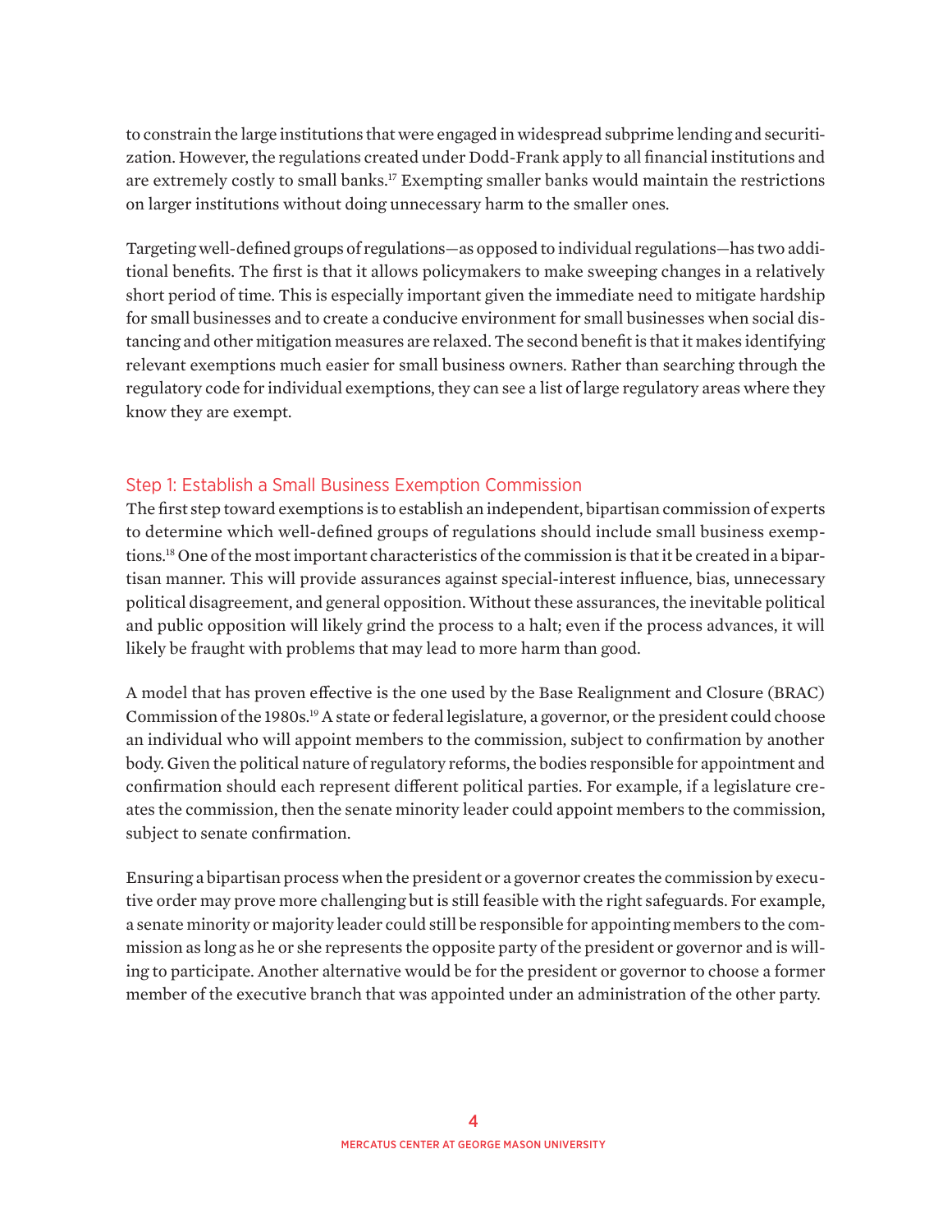to constrain the large institutions that were engaged in widespread subprime lending and securitization. However, the regulations created under Dodd-Frank apply to all financial institutions and are extremely costly to small banks.[17] Exempting smaller banks would maintain the restrictions on larger institutions without doing unnecessary harm to the smaller ones.

Targeting well-defined groups of regulations—as opposed to individual regulations—has two additional benefits. The first is that it allows policymakers to make sweeping changes in a relatively short period of time. This is especially important given the immediate need to mitigate hardship for small businesses and to create a conducive environment for small businesses when social distancing and other mitigation measures are relaxed. The second benefit is that it makes identifying relevant exemptions much easier for small business owners. Rather than searching through the regulatory code for individual exemptions, they can see a list of large regulatory areas where they know they are exempt.

## Step 1: Establish a Small Business Exemption Commission

The first step toward exemptions is to establish an independent, bipartisan commission of experts to determine which well-defined groups of regulations should include small business exemptions.[18] One of the most important characteristics of the commission is that it be created in a bipartisan manner. This will provide assurances against special-interest influence, bias, unnecessary political disagreement, and general opposition. Without these assurances, the inevitable political and public opposition will likely grind the process to a halt; even if the process advances, it will likely be fraught with problems that may lead to more harm than good.

A model that has proven effective is the one used by the Base Realignment and Closure (BRAC) Commission of the 1980s.[19] A state or federal legislature, a governor, or the president could choose an individual who will appoint members to the commission, subject to confirmation by another body. Given the political nature of regulatory reforms, the bodies responsible for appointment and confirmation should each represent different political parties. For example, if a legislature creates the commission, then the senate minority leader could appoint members to the commission, subject to senate confirmation.

Ensuring a bipartisan process when the president or a governor creates the commission by executive order may prove more challenging but is still feasible with the right safeguards. For example, a senate minority or majority leader could still be responsible for appointing members to the commission as long as he or she represents the opposite party of the president or governor and is willing to participate. Another alternative would be for the president or governor to choose a former member of the executive branch that was appointed under an administration of the other party.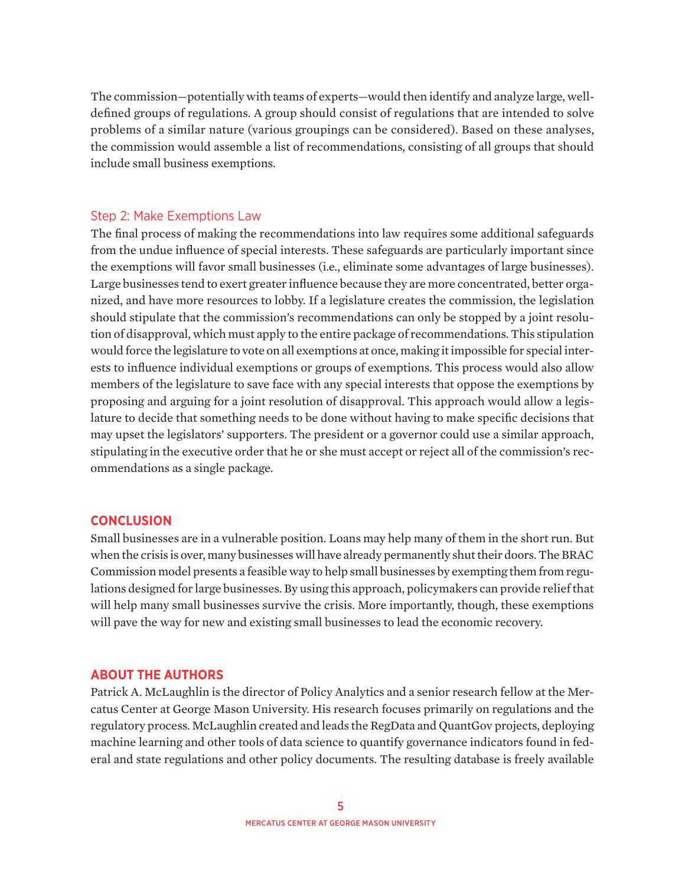The commission—potentially with teams of experts—would then identify and analyze large, well-defined groups of regulations. A group should consist of regulations that are intended to solve problems of a similar nature (various groupings can be considered). Based on these analyses, the commission would assemble a list of recommendations, consisting of all groups that should include small business exemptions.

### Step 2: Make Exemptions Law

The final process of making the recommendations into law requires some additional safeguards from the undue influence of special interests. These safeguards are particularly important since the exemptions will favor small businesses (i.e., eliminate some advantages of large businesses). Large businesses tend to exert greater influence because they are more concentrated, better organized, and have more resources to lobby. If a legislature creates the commission, the legislation should stipulate that the commission's recommendations can only be stopped by a joint resolution of disapproval, which must apply to the entire package of recommendations. This stipulation would force the legislature to vote on all exemptions at once, making it impossible for special interests to influence individual exemptions or groups of exemptions. This process would also allow members of the legislature to save face with any special interests that oppose the exemptions by proposing and arguing for a joint resolution of disapproval. This approach would allow a legislature to decide that something needs to be done without having to make specific decisions that may upset the legislators' supporters. The president or a governor could use a similar approach, stipulating in the executive order that he or she must accept or reject all of the commission's recommendations as a single package.

## CONCLUSION

Small businesses are in a vulnerable position. Loans may help many of them in the short run. But when the crisis is over, many businesses will have already permanently shut their doors. The BRAC Commission model presents a feasible way to help small businesses by exempting them from regulations designed for large businesses. By using this approach, policymakers can provide relief that will help many small businesses survive the crisis. More importantly, though, these exemptions will pave the way for new and existing small businesses to lead the economic recovery.

## ABOUT THE AUTHORS

Patrick A. McLaughlin is the director of Policy Analytics and a senior research fellow at the Mercatus Center at George Mason University. His research focuses primarily on regulations and the regulatory process. McLaughlin created and leads the RegData and QuantGov projects, deploying machine learning and other tools of data science to quantify governance indicators found in federal and state regulations and other policy documents. The resulting database is freely available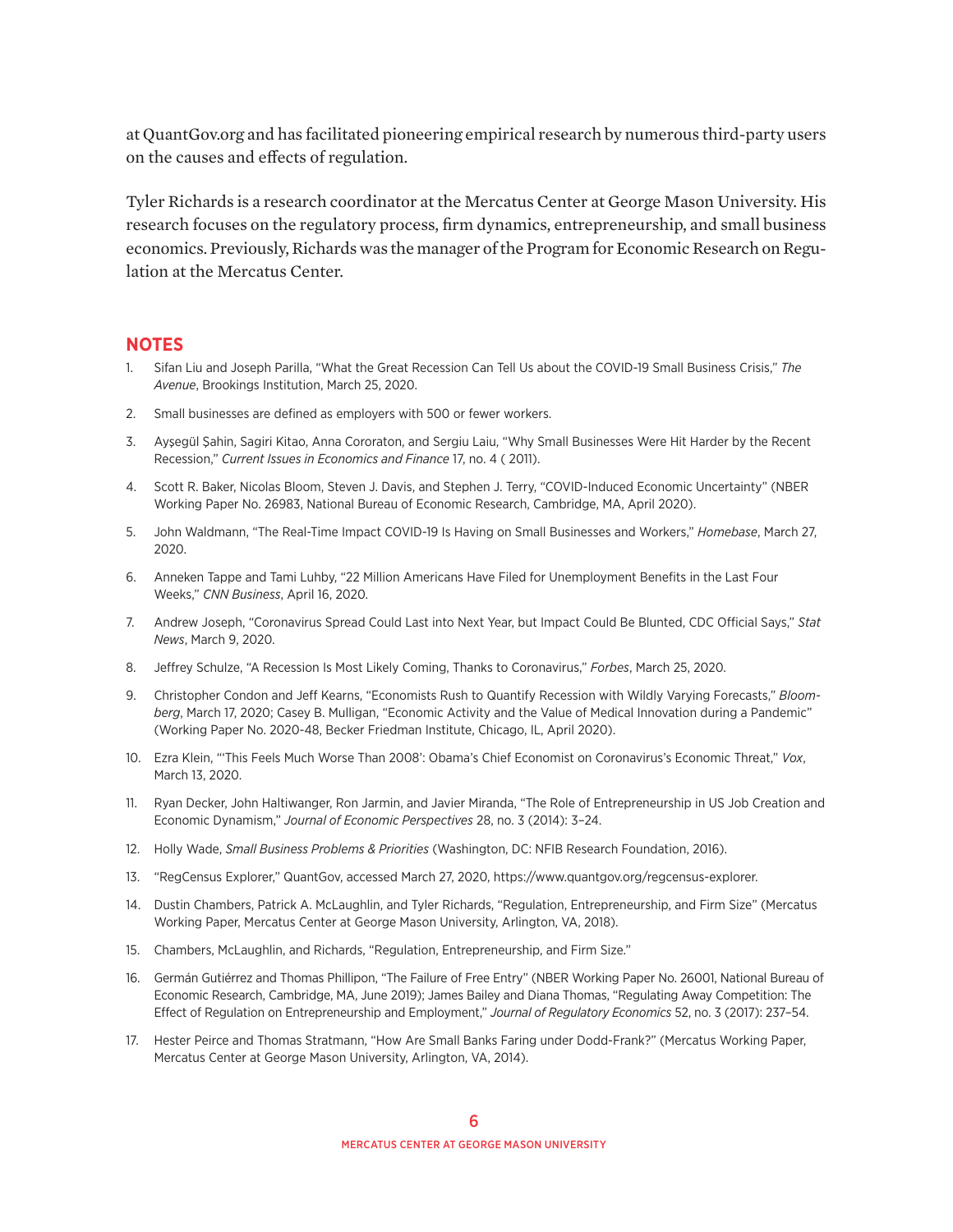at QuantGov.org and has facilitated pioneering empirical research by numerous third-party users on the causes and effects of regulation.

Tyler Richards is a research coordinator at the Mercatus Center at George Mason University. His research focuses on the regulatory process, firm dynamics, entrepreneurship, and small business economics. Previously, Richards was the manager of the Program for Economic Research on Regulation at the Mercatus Center.

## NOTES

1. Sifan Liu and Joseph Parilla, "What the Great Recession Can Tell Us about the COVID-19 Small Business Crisis," *The Avenue*, Brookings Institution, March 25, 2020.
2. Small businesses are defined as employers with 500 or fewer workers.
3. Ayşegül Şahin, Sagiri Kitao, Anna Cororaton, and Sergiu Laiu, "Why Small Businesses Were Hit Harder by the Recent Recession," *Current Issues in Economics and Finance* 17, no. 4 ( 2011).
4. Scott R. Baker, Nicolas Bloom, Steven J. Davis, and Stephen J. Terry, "COVID-Induced Economic Uncertainty" (NBER Working Paper No. 26983, National Bureau of Economic Research, Cambridge, MA, April 2020).
5. John Waldmann, "The Real-Time Impact COVID-19 Is Having on Small Businesses and Workers," *Homebase*, March 27, 2020.
6. Anneken Tappe and Tami Luhby, "22 Million Americans Have Filed for Unemployment Benefits in the Last Four Weeks," *CNN Business*, April 16, 2020.
7. Andrew Joseph, "Coronavirus Spread Could Last into Next Year, but Impact Could Be Blunted, CDC Official Says," *Stat News*, March 9, 2020.
8. Jeffrey Schulze, "A Recession Is Most Likely Coming, Thanks to Coronavirus," *Forbes*, March 25, 2020.
9. Christopher Condon and Jeff Kearns, "Economists Rush to Quantify Recession with Wildly Varying Forecasts," *Bloomberg*, March 17, 2020; Casey B. Mulligan, "Economic Activity and the Value of Medical Innovation during a Pandemic" (Working Paper No. 2020-48, Becker Friedman Institute, Chicago, IL, April 2020).
10. Ezra Klein, "'This Feels Much Worse Than 2008': Obama's Chief Economist on Coronavirus's Economic Threat," *Vox*, March 13, 2020.
11. Ryan Decker, John Haltiwanger, Ron Jarmin, and Javier Miranda, "The Role of Entrepreneurship in US Job Creation and Economic Dynamism," *Journal of Economic Perspectives* 28, no. 3 (2014): 3–24.
12. Holly Wade, *Small Business Problems & Priorities* (Washington, DC: NFIB Research Foundation, 2016).
13. "RegCensus Explorer," QuantGov, accessed March 27, 2020, https://www.quantgov.org/regcensus-explorer.
14. Dustin Chambers, Patrick A. McLaughlin, and Tyler Richards, "Regulation, Entrepreneurship, and Firm Size" (Mercatus Working Paper, Mercatus Center at George Mason University, Arlington, VA, 2018).
15. Chambers, McLaughlin, and Richards, "Regulation, Entrepreneurship, and Firm Size."
16. Germán Gutiérrez and Thomas Phillipon, "The Failure of Free Entry" (NBER Working Paper No. 26001, National Bureau of Economic Research, Cambridge, MA, June 2019); James Bailey and Diana Thomas, "Regulating Away Competition: The Effect of Regulation on Entrepreneurship and Employment," *Journal of Regulatory Economics* 52, no. 3 (2017): 237–54.
17. Hester Peirce and Thomas Stratmann, "How Are Small Banks Faring under Dodd-Frank?" (Mercatus Working Paper, Mercatus Center at George Mason University, Arlington, VA, 2014).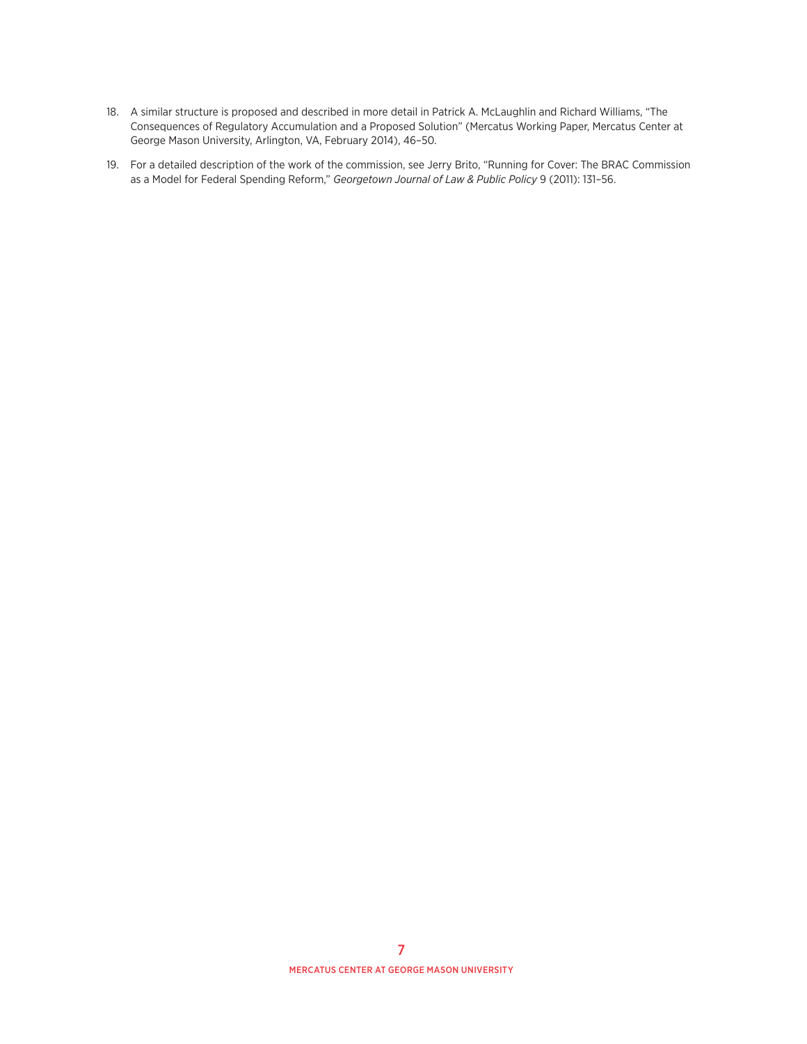18. A similar structure is proposed and described in more detail in Patrick A. McLaughlin and Richard Williams, "The Consequences of Regulatory Accumulation and a Proposed Solution" (Mercatus Working Paper, Mercatus Center at George Mason University, Arlington, VA, February 2014), 46–50.

19. For a detailed description of the work of the commission, see Jerry Brito, "Running for Cover: The BRAC Commission as a Model for Federal Spending Reform," *Georgetown Journal of Law & Public Policy* 9 (2011): 131–56.